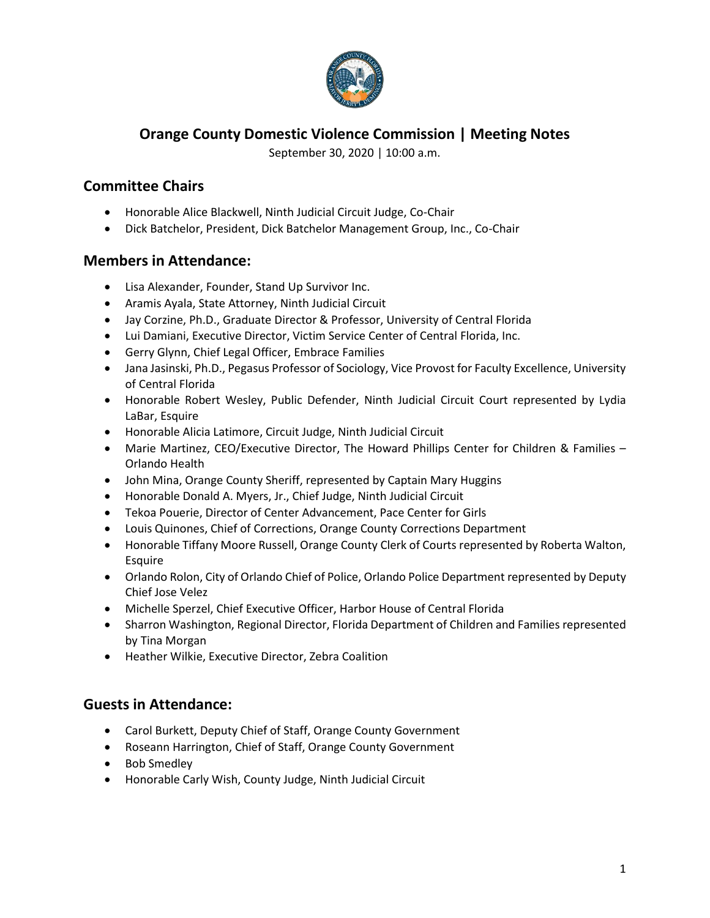# Orange County Domestic Violence Commission | Meeting Notes

September 30, 2020 | 10:00 a.m.

## Committee Chairs

- Honorable Alice Blackwell, Ninth Judicial Circuit Judge, Co-Chair
- Dick Batchelor, President, Dick Batchelor Management Group, Inc., Co-Chair

## Members in Attendance:

- Lisa Alexander, Founder, Stand Up Survivor Inc.
- Aramis Ayala, State Attorney, Ninth Judicial Circuit
- Jay Corzine, Ph.D., Graduate Director & Professor, University of Central Florida
- Lui Damiani, Executive Director, Victim Service Center of Central Florida, Inc.
- Gerry Glynn, Chief Legal Officer, Embrace Families
- Jana Jasinski, Ph.D., Pegasus Professor of Sociology, Vice Provost for Faculty Excellence, University of Central Florida
- Honorable Robert Wesley, Public Defender, Ninth Judicial Circuit Court represented by Lydia LaBar, Esquire
- Honorable Alicia Latimore, Circuit Judge, Ninth Judicial Circuit
- Marie Martinez, CEO/Executive Director, The Howard Phillips Center for Children & Families – Orlando Health
- John Mina, Orange County Sheriff, represented by Captain Mary Huggins
- Honorable Donald A. Myers, Jr., Chief Judge, Ninth Judicial Circuit
- Tekoa Pouerie, Director of Center Advancement, Pace Center for Girls
- Louis Quinones, Chief of Corrections, Orange County Corrections Department
- Honorable Tiffany Moore Russell, Orange County Clerk of Courts represented by Roberta Walton, Esquire
- Orlando Rolon, City of Orlando Chief of Police, Orlando Police Department represented by Deputy Chief Jose Velez
- Michelle Sperzel, Chief Executive Officer, Harbor House of Central Florida
- Sharron Washington, Regional Director, Florida Department of Children and Families represented by Tina Morgan
- Heather Wilkie, Executive Director, Zebra Coalition

## Guests in Attendance:

- Carol Burkett, Deputy Chief of Staff, Orange County Government
- Roseann Harrington, Chief of Staff, Orange County Government
- Bob Smedley
- Honorable Carly Wish, County Judge, Ninth Judicial Circuit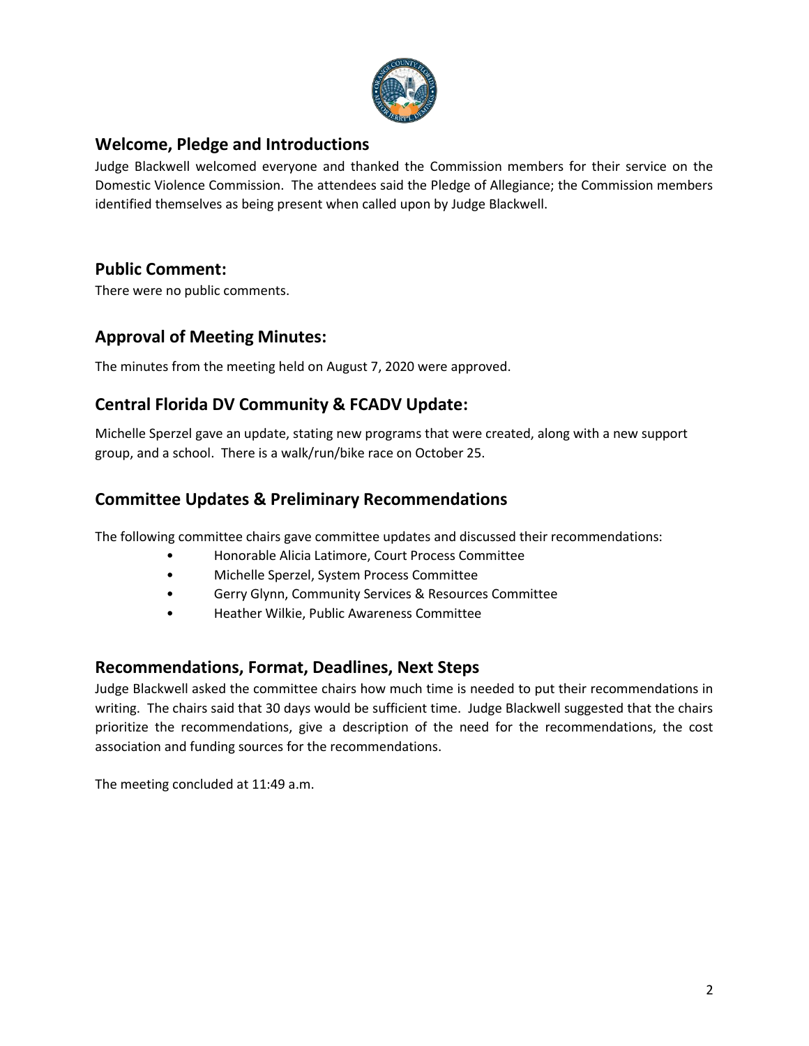## Welcome, Pledge and Introductions

Judge Blackwell welcomed everyone and thanked the Commission members for their service on the Domestic Violence Commission. The attendees said the Pledge of Allegiance; the Commission members identified themselves as being present when called upon by Judge Blackwell.

## Public Comment:

There were no public comments.

## Approval of Meeting Minutes:

The minutes from the meeting held on August 7, 2020 were approved.

## Central Florida DV Community & FCADV Update:

Michelle Sperzel gave an update, stating new programs that were created, along with a new support group, and a school. There is a walk/run/bike race on October 25.

## Committee Updates & Preliminary Recommendations

The following committee chairs gave committee updates and discussed their recommendations:

- Honorable Alicia Latimore, Court Process Committee
- Michelle Sperzel, System Process Committee
- Gerry Glynn, Community Services & Resources Committee
- Heather Wilkie, Public Awareness Committee

## Recommendations, Format, Deadlines, Next Steps

Judge Blackwell asked the committee chairs how much time is needed to put their recommendations in writing. The chairs said that 30 days would be sufficient time. Judge Blackwell suggested that the chairs prioritize the recommendations, give a description of the need for the recommendations, the cost association and funding sources for the recommendations.

The meeting concluded at 11:49 a.m.